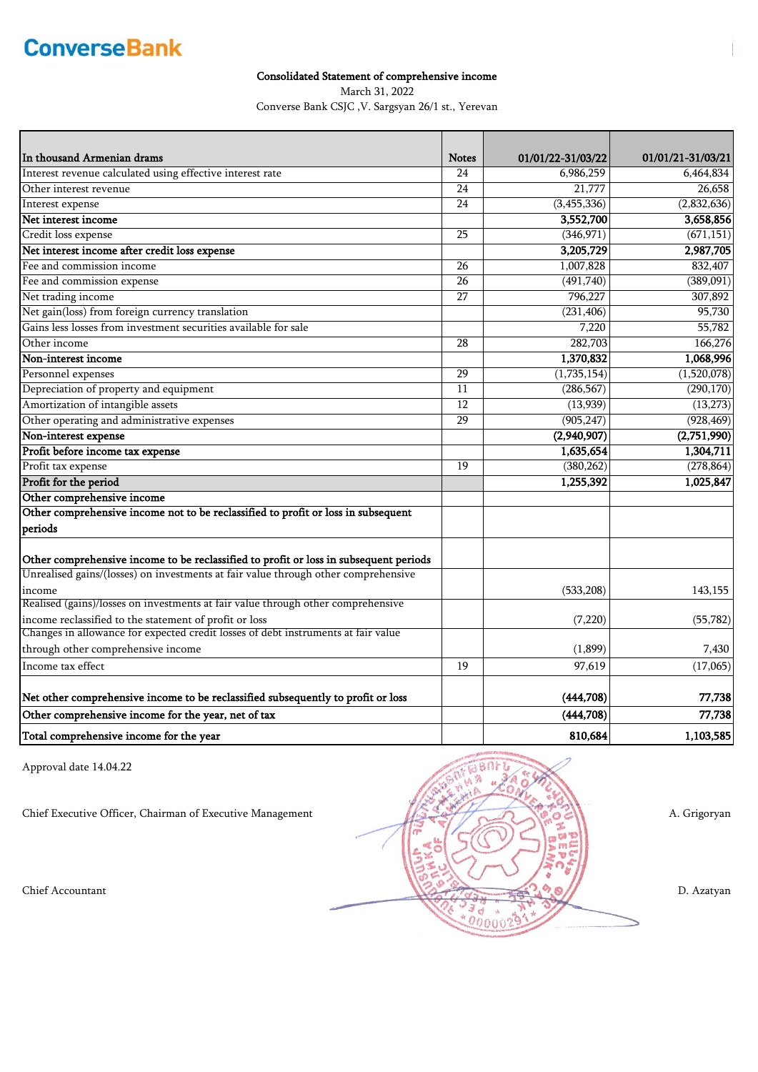**ConverseBank**

**Consolidated Statement of comprehensive income**

March 31, 2022

Converse Bank CSJC ,V. Sargsyan 26/1 st., Yerevan

| In thousand Armenian drams | Notes | 01/01/22-31/03/22 | 01/01/21-31/03/21 |
|---|---|---|---|
| Interest revenue calculated using effective interest rate | 24 | 6,986,259 | 6,464,834 |
| Other interest revenue | 24 | 21,777 | 26,658 |
| Interest expense | 24 | (3,455,336) | (2,832,636) |
| **Net interest income** | | **3,552,700** | **3,658,856** |
| Credit loss expense | 25 | (346,971) | (671,151) |
| **Net interest income after credit loss expense** | | **3,205,729** | **2,987,705** |
| Fee and commission income | 26 | 1,007,828 | 832,407 |
| Fee and commission expense | 26 | (491,740) | (389,091) |
| Net trading income | 27 | 796,227 | 307,892 |
| Net gain(loss) from foreign currency translation | | (231,406) | 95,730 |
| Gains less losses from investment securities available for sale | | 7,220 | 55,782 |
| Other income | 28 | 282,703 | 166,276 |
| **Non-interest income** | | **1,370,832** | **1,068,996** |
| Personnel expenses | 29 | (1,735,154) | (1,520,078) |
| Depreciation of property and equipment | 11 | (286,567) | (290,170) |
| Amortization of intangible assets | 12 | (13,939) | (13,273) |
| Other operating and administrative expenses | 29 | (905,247) | (928,469) |
| **Non-interest expense** | | **(2,940,907)** | **(2,751,990)** |
| **Profit before income tax expense** | | **1,635,654** | **1,304,711** |
| Profit tax expense | 19 | (380,262) | (278,864) |
| **Profit for the period** | | **1,255,392** | **1,025,847** |
| **Other comprehensive income** | | | |
| **Other comprehensive income not to be reclassified to profit or loss in subsequent periods** | | | |
| **Other comprehensive income to be reclassified to profit or loss in subsequent periods** | | | |
| Unrealised gains/(losses) on investments at fair value through other comprehensive income | | (533,208) | 143,155 |
| Realised (gains)/losses on investments at fair value through other comprehensive income reclassified to the statement of profit or loss | | (7,220) | (55,782) |
| Changes in allowance for expected credit losses of debt instruments at fair value through other comprehensive income | | (1,899) | 7,430 |
| Income tax effect | 19 | 97,619 | (17,065) |
| **Net other comprehensive income to be reclassified subsequently to profit or loss** | | **(444,708)** | **77,738** |
| **Other comprehensive income for the year, net of tax** | | **(444,708)** | **77,738** |
| **Total comprehensive income for the year** | | **810,684** | **1,103,585** |

Approval date 14.04.22

Chief Executive Officer, Chairman of Executive Management — A. Grigoryan

Chief Accountant — D. Azatyan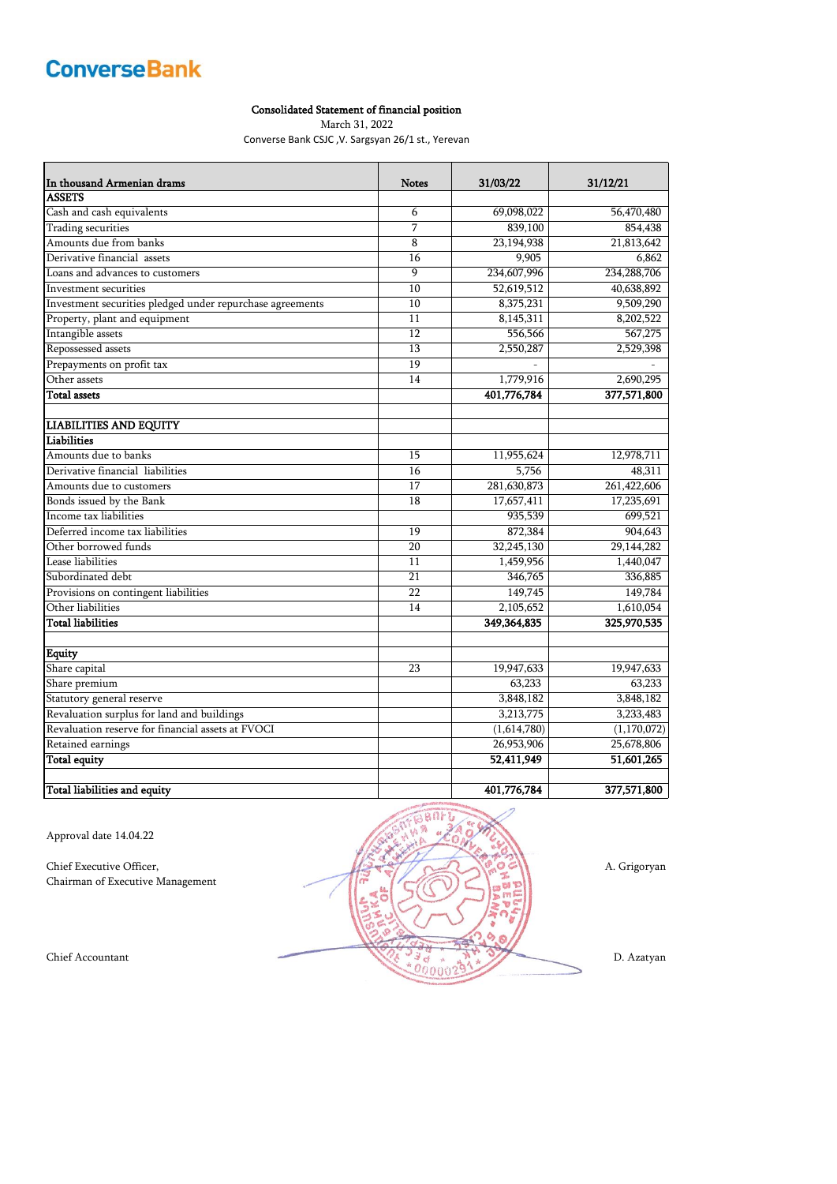ConverseBank

**Consolidated Statement of financial position**

March 31, 2022

Converse Bank CSJC ,V. Sargsyan 26/1 st., Yerevan

| In thousand Armenian drams | Notes | 31/03/22 | 31/12/21 |
|---|---|---|---|
| **ASSETS** | | | |
| Cash and cash equivalents | 6 | 69,098,022 | 56,470,480 |
| Trading securities | 7 | 839,100 | 854,438 |
| Amounts due from banks | 8 | 23,194,938 | 21,813,642 |
| Derivative financial assets | 16 | 9,905 | 6,862 |
| Loans and advances to customers | 9 | 234,607,996 | 234,288,706 |
| Investment securities | 10 | 52,619,512 | 40,638,892 |
| Investment securities pledged under repurchase agreements | 10 | 8,375,231 | 9,509,290 |
| Property, plant and equipment | 11 | 8,145,311 | 8,202,522 |
| Intangible assets | 12 | 556,566 | 567,275 |
| Repossessed assets | 13 | 2,550,287 | 2,529,398 |
| Prepayments on profit tax | 19 | - | - |
| Other assets | 14 | 1,779,916 | 2,690,295 |
| **Total assets** | | **401,776,784** | **377,571,800** |
| | | | |
| **LIABILITIES AND EQUITY** | | | |
| **Liabilities** | | | |
| Amounts due to banks | 15 | 11,955,624 | 12,978,711 |
| Derivative financial liabilities | 16 | 5,756 | 48,311 |
| Amounts due to customers | 17 | 281,630,873 | 261,422,606 |
| Bonds issued by the Bank | 18 | 17,657,411 | 17,235,691 |
| Income tax liabilities | | 935,539 | 699,521 |
| Deferred income tax liabilities | 19 | 872,384 | 904,643 |
| Other borrowed funds | 20 | 32,245,130 | 29,144,282 |
| Lease liabilities | 11 | 1,459,956 | 1,440,047 |
| Subordinated debt | 21 | 346,765 | 336,885 |
| Provisions on contingent liabilities | 22 | 149,745 | 149,784 |
| Other liabilities | 14 | 2,105,652 | 1,610,054 |
| **Total liabilities** | | **349,364,835** | **325,970,535** |
| | | | |
| **Equity** | | | |
| Share capital | 23 | 19,947,633 | 19,947,633 |
| Share premium | | 63,233 | 63,233 |
| Statutory general reserve | | 3,848,182 | 3,848,182 |
| Revaluation surplus for land and buildings | | 3,213,775 | 3,233,483 |
| Revaluation reserve for financial assets at FVOCI | | (1,614,780) | (1,170,072) |
| Retained earnings | | 26,953,906 | 25,678,806 |
| **Total equity** | | **52,411,949** | **51,601,265** |
| | | | |
| **Total liabilities and equity** | | **401,776,784** | **377,571,800** |

Approval date 14.04.22

Chief Executive Officer,
Chairman of Executive Management — A. Grigoryan

Chief Accountant — D. Azatyan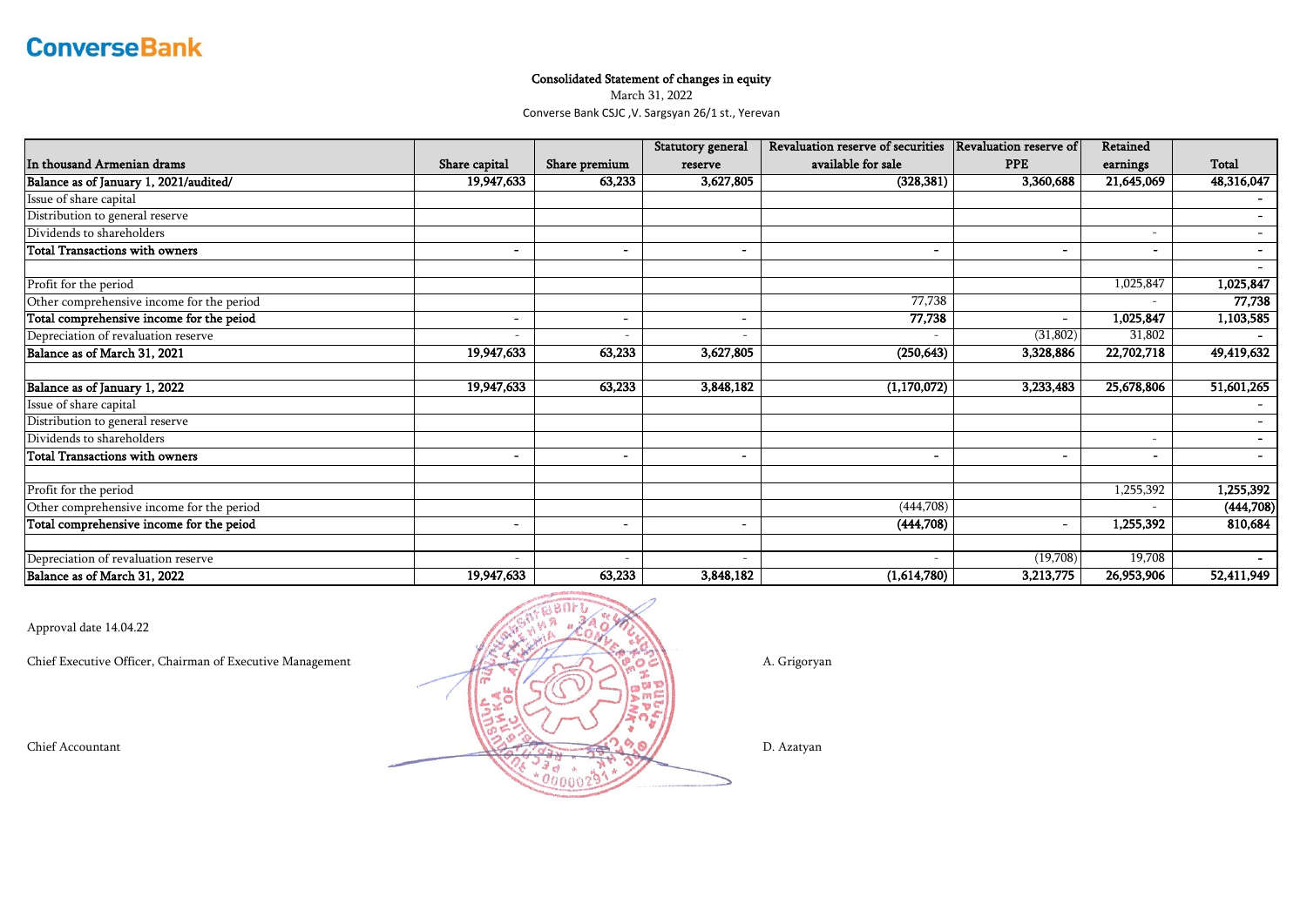**ConverseBank**

# Consolidated Statement of changes in equity

March 31, 2022

Converse Bank CSJC ,V. Sargsyan 26/1 st., Yerevan

| In thousand Armenian drams | Share capital | Share premium | Statutory general reserve | Revaluation reserve of securities available for sale | Revaluation reserve of PPE | Retained earnings | Total |
|---|---|---|---|---|---|---|---|
| **Balance as of January 1, 2021/audited/** | **19,947,633** | **63,233** | **3,627,805** | **(328,381)** | **3,360,688** | **21,645,069** | **48,316,047** |
| Issue of share capital | | | | | | | - |
| Distribution to general reserve | | | | | | | - |
| Dividends to shareholders | | | | | | - | - |
| **Total Transactions with owners** | - | - | - | - | - | - | - |
| | | | | | | | - |
| Profit for the period | | | | | | 1,025,847 | **1,025,847** |
| Other comprehensive income for the period | | | | 77,738 | | - | **77,738** |
| **Total comprehensive income for the peiod** | - | - | - | **77,738** | - | **1,025,847** | **1,103,585** |
| Depreciation of revaluation reserve | - | - | - | - | (31,802) | 31,802 | - |
| **Balance as of March 31, 2021** | **19,947,633** | **63,233** | **3,627,805** | **(250,643)** | **3,328,886** | **22,702,718** | **49,419,632** |
| | | | | | | | |
| **Balance as of January 1, 2022** | **19,947,633** | **63,233** | **3,848,182** | **(1,170,072)** | **3,233,483** | **25,678,806** | **51,601,265** |
| Issue of share capital | | | | | | | - |
| Distribution to general reserve | | | | | | | - |
| Dividends to shareholders | | | | | | - | - |
| **Total Transactions with owners** | - | - | - | - | - | - | - |
| | | | | | | | |
| Profit for the period | | | | | | 1,255,392 | **1,255,392** |
| Other comprehensive income for the period | | | | (444,708) | | - | **(444,708)** |
| **Total comprehensive income for the peiod** | - | - | - | **(444,708)** | - | **1,255,392** | **810,684** |
| | | | | | | | |
| Depreciation of revaluation reserve | - | - | - | - | (19,708) | 19,708 | - |
| **Balance as of March 31, 2022** | **19,947,633** | **63,233** | **3,848,182** | **(1,614,780)** | **3,213,775** | **26,953,906** | **52,411,949** |

Approval date 14.04.22

Chief Executive Officer, Chairman of Executive Management A. Grigoryan

Chief Accountant D. Azatyan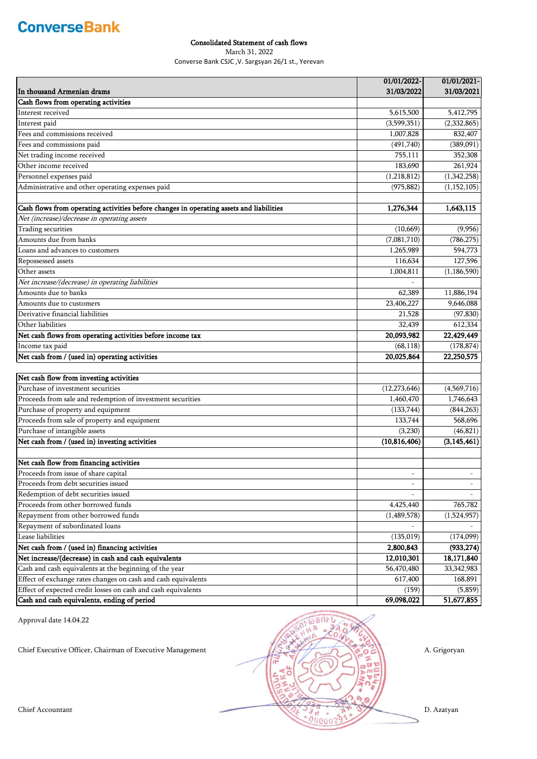ConverseBank

# Consolidated Statement of cash flows

March 31, 2022

Converse Bank CSJC ,V. Sargsyan 26/1 st., Yerevan

| In thousand Armenian drams | 01/01/2022-31/03/2022 | 01/01/2021-31/03/2021 |
|---|---|---|
| **Cash flows from operating activities** | | |
| Interest received | 5,615,500 | 5,412,795 |
| Interest paid | (3,599,351) | (2,332,865) |
| Fees and commissions received | 1,007,828 | 832,407 |
| Fees and commissions paid | (491,740) | (389,091) |
| Net trading income received | 755,111 | 352,308 |
| Other income received | 183,690 | 261,924 |
| Personnel expenses paid | (1,218,812) | (1,342,258) |
| Administrative and other operating expenses paid | (975,882) | (1,152,105) |
| | | |
| **Cash flows from operating activities before changes in operating assets and liabilities** | **1,276,344** | **1,643,115** |
| *Net (increase)/decrease in operating assets* | | |
| Trading securities | (10,669) | (9,956) |
| Amounts due from banks | (7,081,710) | (786,275) |
| Loans and advances to customers | 1,265,989 | 594,773 |
| Repossessed assets | 116,634 | 127,596 |
| Other assets | 1,004,811 | (1,186,590) |
| *Net increase/(decrease) in operating liabilities* | - | |
| Amounts due to banks | 62,389 | 11,886,194 |
| Amounts due to customers | 23,406,227 | 9,646,088 |
| Derivative financial liabilities | 21,528 | (97,830) |
| Other liabilities | 32,439 | 612,334 |
| **Net cash flows from operating activities before income tax** | **20,093,982** | **22,429,449** |
| Income tax paid | (68,118) | (178,874) |
| **Net cash from / (used in) operating activities** | **20,025,864** | **22,250,575** |
| | | |
| **Net cash flow from investing activities** | | |
| Purchase of investment securities | (12,273,646) | (4,569,716) |
| Proceeds from sale and redemption of investment securities | 1,460,470 | 1,746,643 |
| Purchase of property and equipment | (133,744) | (844,263) |
| Proceeds from sale of property and equipment | 133,744 | 568,696 |
| Purchase of intangible assets | (3,230) | (46,821) |
| **Net cash from / (used in) investing activities** | **(10,816,406)** | **(3,145,461)** |
| | | |
| **Net cash flow from financing activities** | | |
| Proceeds from issue of share capital | - | - |
| Proceeds from debt securities issued | - | - |
| Redemption of debt securities issued | - | - |
| Proceeds from other borrowed funds | 4,425,440 | 765,782 |
| Repayment from other borrowed funds | (1,489,578) | (1,524,957) |
| Repayment of subordinated loans | - | - |
| Lease liabilities | (135,019) | (174,099) |
| **Net cash from / (used in) financing activities** | **2,800,843** | **(933,274)** |
| **Net increase/(decrease) in cash and cash equivalents** | **12,010,301** | **18,171,840** |
| Cash and cash equivalents at the beginning of the year | 56,470,480 | 33,342,983 |
| Effect of exchange rates changes on cash and cash equivalents | 617,400 | 168,891 |
| Effect of expected credit losses on cash and cash equivalents | (159) | (5,859) |
| **Cash and cash equivalents, ending of period** | **69,098,022** | **51,677,855** |

Approval date 14.04.22

Chief Executive Officer, Chairman of Executive Management — A. Grigoryan

Chief Accountant — D. Azatyan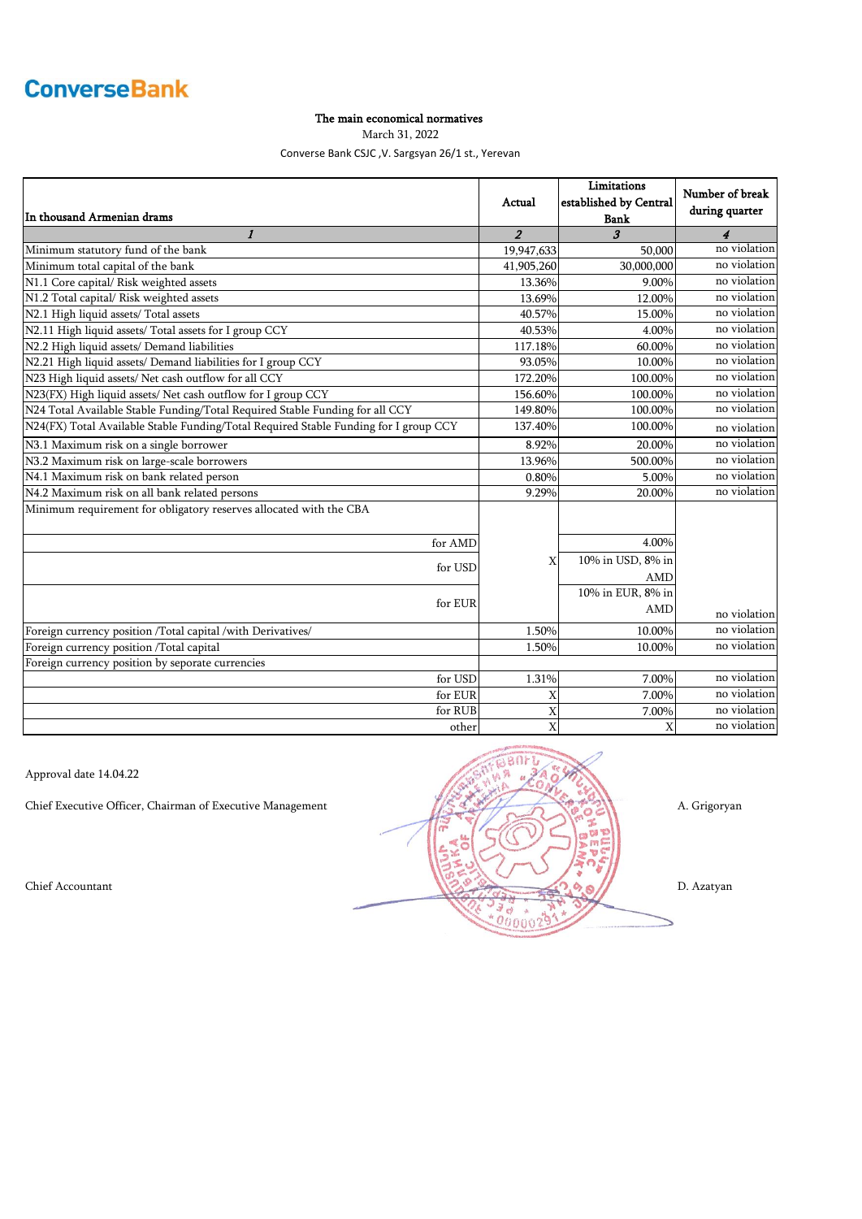ConverseBank

# The main economical normatives

March 31, 2022

Converse Bank CSJC ,V. Sargsyan 26/1 st., Yerevan

| In thousand Armenian drams | Actual | Limitations established by Central Bank | Number of break during quarter |
|---|---|---|---|
| *1* | *2* | *3* | *4* |
| Minimum statutory fund of the bank | 19,947,633 | 50,000 | no violation |
| Minimum total capital of the bank | 41,905,260 | 30,000,000 | no violation |
| N1.1 Core capital/ Risk weighted assets | 13.36% | 9.00% | no violation |
| N1.2 Total capital/ Risk weighted assets | 13.69% | 12.00% | no violation |
| N2.1 High liquid assets/ Total assets | 40.57% | 15.00% | no violation |
| N2.11 High liquid assets/ Total assets for I group CCY | 40.53% | 4.00% | no violation |
| N2.2 High liquid assets/ Demand liabilities | 117.18% | 60.00% | no violation |
| N2.21 High liquid assets/ Demand liabilities for I group CCY | 93.05% | 10.00% | no violation |
| N23 High liquid assets/ Net cash outflow for all CCY | 172.20% | 100.00% | no violation |
| N23(FX) High liquid assets/ Net cash outflow for I group CCY | 156.60% | 100.00% | no violation |
| N24 Total Available Stable Funding/Total Required Stable Funding for all CCY | 149.80% | 100.00% | no violation |
| N24(FX) Total Available Stable Funding/Total Required Stable Funding for I group CCY | 137.40% | 100.00% | no violation |
| N3.1 Maximum risk on a single borrower | 8.92% | 20.00% | no violation |
| N3.2 Maximum risk on large-scale borrowers | 13.96% | 500.00% | no violation |
| N4.1 Maximum risk on bank related person | 0.80% | 5.00% | no violation |
| N4.2 Maximum risk on all bank related persons | 9.29% | 20.00% | no violation |
| Minimum requirement for obligatory reserves allocated with the CBA | | | |
| for AMD | X | 4.00% | no violation |
| for USD | | 10% in USD, 8% in AMD | |
| for EUR | | 10% in EUR, 8% in AMD | |
| Foreign currency position /Total capital /with Derivatives/ | 1.50% | 10.00% | no violation |
| Foreign currency position /Total capital | 1.50% | 10.00% | no violation |
| Foreign currency position by seporate currencies | | | |
| for USD | 1.31% | 7.00% | no violation |
| for EUR | X | 7.00% | no violation |
| for RUB | X | 7.00% | no violation |
| other | X | X | no violation |

Approval date 14.04.22

Chief Executive Officer, Chairman of Executive Management — A. Grigoryan

Chief Accountant — D. Azatyan